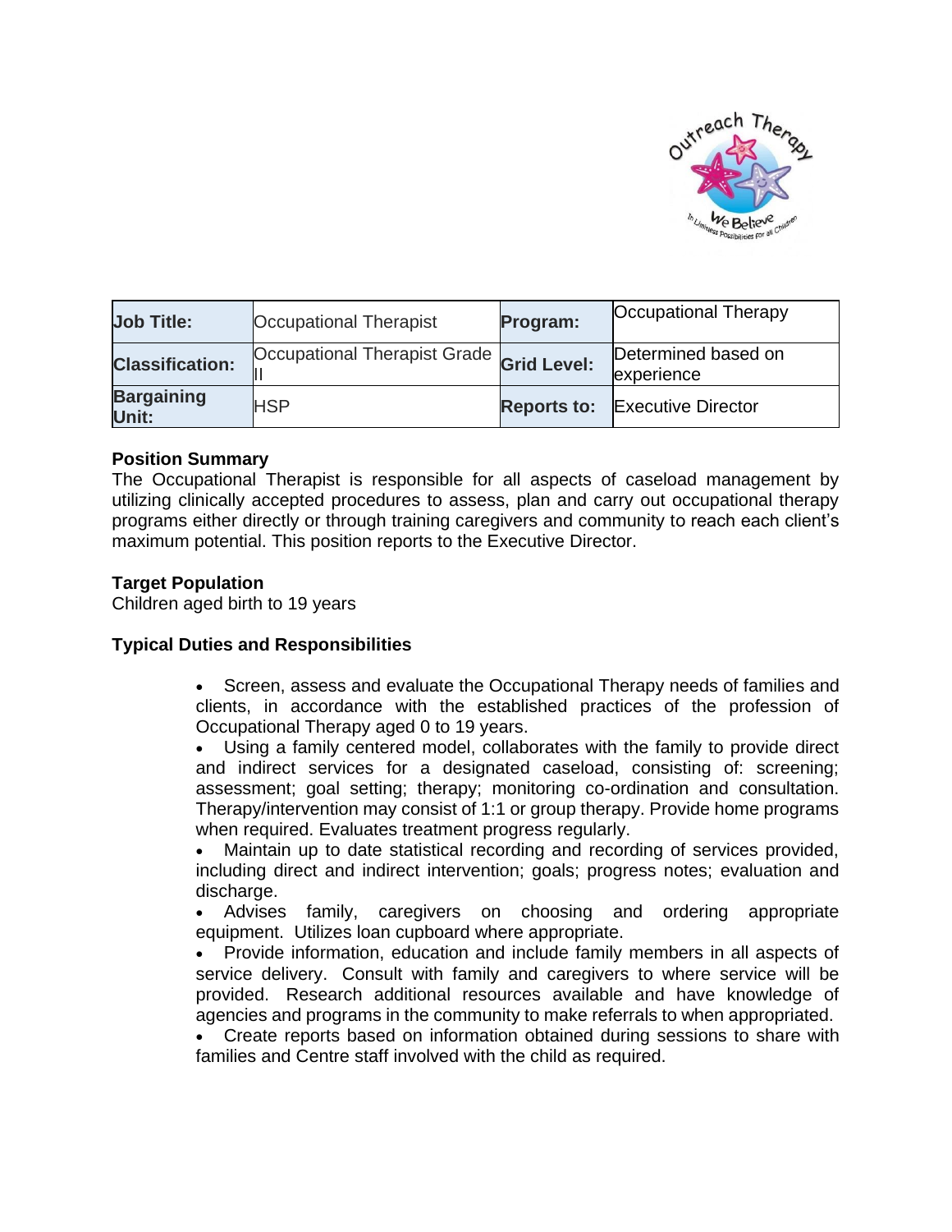| Job Title: | Occupational Therapist | Program: | Occupational Therapy |
|---|---|---|---|
| Classification: | Occupational Therapist Grade II | Grid Level: | Determined based on experience |
| Bargaining Unit: | HSP | Reports to: | Executive Director |

**Position Summary**

The Occupational Therapist is responsible for all aspects of caseload management by utilizing clinically accepted procedures to assess, plan and carry out occupational therapy programs either directly or through training caregivers and community to reach each client's maximum potential. This position reports to the Executive Director.

**Target Population**

Children aged birth to 19 years

**Typical Duties and Responsibilities**

- Screen, assess and evaluate the Occupational Therapy needs of families and clients, in accordance with the established practices of the profession of Occupational Therapy aged 0 to 19 years.
- Using a family centered model, collaborates with the family to provide direct and indirect services for a designated caseload, consisting of: screening; assessment; goal setting; therapy; monitoring co-ordination and consultation. Therapy/intervention may consist of 1:1 or group therapy. Provide home programs when required. Evaluates treatment progress regularly.
- Maintain up to date statistical recording and recording of services provided, including direct and indirect intervention; goals; progress notes; evaluation and discharge.
- Advises family, caregivers on choosing and ordering appropriate equipment. Utilizes loan cupboard where appropriate.
- Provide information, education and include family members in all aspects of service delivery. Consult with family and caregivers to where service will be provided. Research additional resources available and have knowledge of agencies and programs in the community to make referrals to when appropriated.
- Create reports based on information obtained during sessions to share with families and Centre staff involved with the child as required.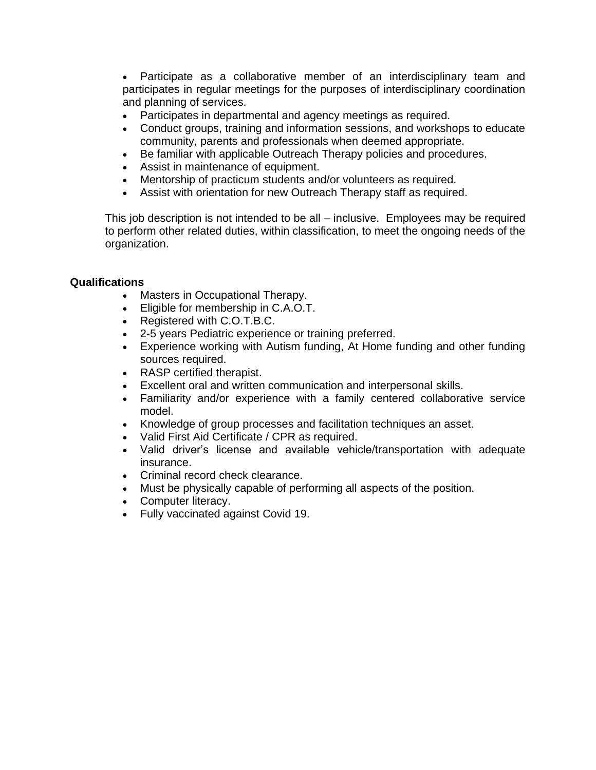- Participate as a collaborative member of an interdisciplinary team and participates in regular meetings for the purposes of interdisciplinary coordination and planning of services.
- Participates in departmental and agency meetings as required.
- Conduct groups, training and information sessions, and workshops to educate community, parents and professionals when deemed appropriate.
- Be familiar with applicable Outreach Therapy policies and procedures.
- Assist in maintenance of equipment.
- Mentorship of practicum students and/or volunteers as required.
- Assist with orientation for new Outreach Therapy staff as required.

This job description is not intended to be all – inclusive. Employees may be required to perform other related duties, within classification, to meet the ongoing needs of the organization.

**Qualifications**

- Masters in Occupational Therapy.
- Eligible for membership in C.A.O.T.
- Registered with C.O.T.B.C.
- 2-5 years Pediatric experience or training preferred.
- Experience working with Autism funding, At Home funding and other funding sources required.
- RASP certified therapist.
- Excellent oral and written communication and interpersonal skills.
- Familiarity and/or experience with a family centered collaborative service model.
- Knowledge of group processes and facilitation techniques an asset.
- Valid First Aid Certificate / CPR as required.
- Valid driver's license and available vehicle/transportation with adequate insurance.
- Criminal record check clearance.
- Must be physically capable of performing all aspects of the position.
- Computer literacy.
- Fully vaccinated against Covid 19.